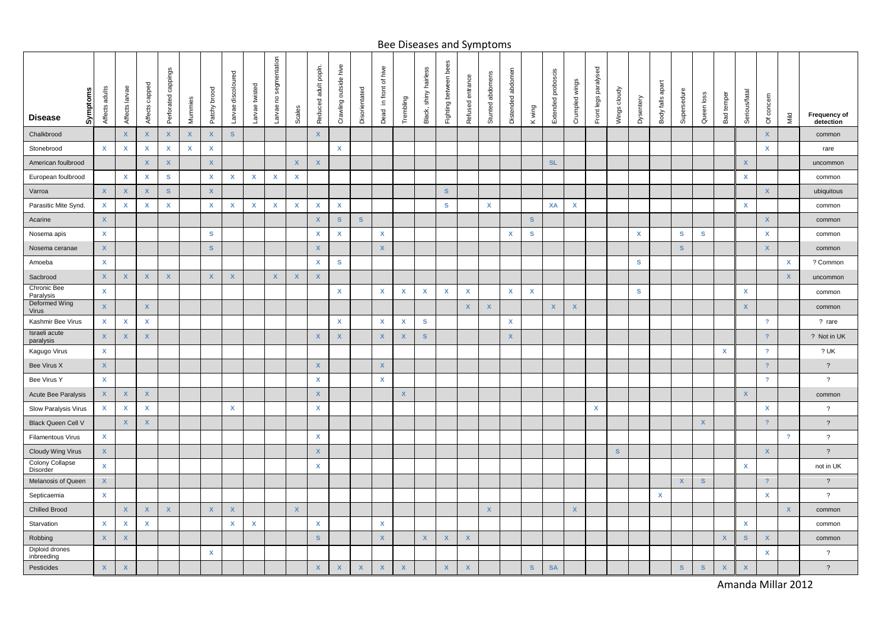# Bee Diseases and Symptoms

| Disease / Symptoms | Affects adults | Affects larvae | Affects capped | Perforated cappings | Mummies | Patchy brood | Larvae discoloured | Larvae twisted | Larvae no segmentation | Scales | Reduced adult popln. | Crawling outside hive | Disorientated | Dead in front of hive | Trembling | Black, shiny hairless | Fighting between bees | Refused entrance | Stunted abdomens | Distended abdomen | K wing | Extended proboscis | Crumpled wings | Front legs paralysed | Wings cloudy | Dysentery | Body falls apart | Supersedure | Queen loss | Bad temper | Serious/fatal | Of concern | Mild | Frequency of detection |
|---|---|---|---|---|---|---|---|---|---|---|---|---|---|---|---|---|---|---|---|---|---|---|---|---|---|---|---|---|---|---|---|---|---|---|
| Chalkbrood | | X | X | X | X | X | S | | | | X | | | | | | | | | | | | | | | | | | | | | X | | common |
| Stonebrood | X | X | X | X | X | X | | | | | | X | | | | | | | | | | | | | | | | | | | | X | | rare |
| American foulbrood | | | X | X | | X | | | | X | X | | | | | | | | | | | SL | | | | | | | | | X | | | uncommon |
| European foulbrood | | X | X | S | | X | X | X | X | X | | | | | | | | | | | | | | | | | | | | | X | | | common |
| Varroa | X | X | X | S | | X | | | | | | | | | | | S | | | | | | | | | | | | | | | X | | ubiquitous |
| Parasitic Mite Synd. | X | X | X | X | | X | X | X | X | X | X | X | | | | | S | | X | | | XA | X | | | | | | | | X | | | common |
| Acarine | X | | | | | | | | | | X | S | S | | | | | | | | S | | | | | | | | | | | X | | common |
| Nosema apis | X | | | | | S | | | | | X | X | | X | | | | | | X | S | | | | | X | | S | S | | | X | | common |
| Nosema ceranae | X | | | | | S | | | | | X | | | X | | | | | | | | | | | | | | S | | | | X | | common |
| Amoeba | X | | | | | | | | | | X | S | | | | | | | | | | | | | | S | | | | | | | X | ? Common |
| Sacbrood | X | X | X | X | | X | X | | X | X | X | | | | | | | | | | | | | | | | | | | | | | X | uncommon |
| Chronic Bee Paralysis | X | | | | | | | | | | | X | | X | X | X | X | X | | X | X | | | | | S | | | | | X | | | common |
| Deformed Wing Virus | X | | X | | | | | | | | | | | | | | | X | X | | | X | X | | | | | | | | X | | | common |
| Kashmir Bee Virus | X | X | X | | | | | | | | | X | | X | X | S | | | | X | | | | | | | | | | | | ? | | ? rare |
| Israeli acute paralysis | X | X | X | | | | | | | | X | X | | X | X | S | | | | X | | | | | | | | | | | | ? | | ? Not in UK |
| Kagugo Virus | X | | | | | | | | | | | | | | | | | | | | | | | | | | | | | X | | ? | | ? UK |
| Bee Virus X | X | | | | | | | | | | X | | | X | | | | | | | | | | | | | | | | | | ? | | ? |
| Bee Virus Y | X | | | | | | | | | | X | | | X | | | | | | | | | | | | | | | | | | ? | | ? |
| Acute Bee Paralysis | X | X | X | | | | | | | | X | | | | X | | | | | | | | | | | | | | | | X | | | common |
| Slow Paralysis Virus | X | X | X | | | | X | | | | X | | | | | | | | | | | | | X | | | | | | | | X | | ? |
| Black Queen Cell V | | X | X | | | | | | | | | | | | | | | | | | | | | | | | | | X | | | ? | | ? |
| Filamentous Virus | X | | | | | | | | | | X | | | | | | | | | | | | | | | | | | | | | | ? | ? |
| Cloudy Wing Virus | X | | | | | | | | | | X | | | | | | | | | | | | | | S | | | | | | | X | | ? |
| Colony Collapse Disorder | X | | | | | | | | | | X | | | | | | | | | | | | | | | | | | | | X | | | not in UK |
| Melanosis of Queen | X | | | | | | | | | | | | | | | | | | | | | | | | | | | X | S | | | ? | | ? |
| Septicaemia | X | | | | | | | | | | | | | | | | | | | | | | | | | | X | | | | | X | | ? |
| Chilled Brood | | X | X | X | | X | X | | | X | | | | | | | | | X | | | | X | | | | | | | | | | X | common |
| Starvation | X | X | X | | | | X | X | | | X | | | X | | | | | | | | | | | | | | | | | X | | | common |
| Robbing | X | X | | | | | | | | | S | | | X | | X | X | X | | | | | | | | | | | | X | S | X | | common |
| Diploid drones inbreeding | | | | | | X | | | | | | | | | | | | | | | | | | | | | | | | | | X | | ? |
| Pesticides | X | X | | | | | | | | | X | X | X | X | X | | X | X | | | S | SA | | | | | | S | S | X | X | | | ? |

Amanda Millar 2012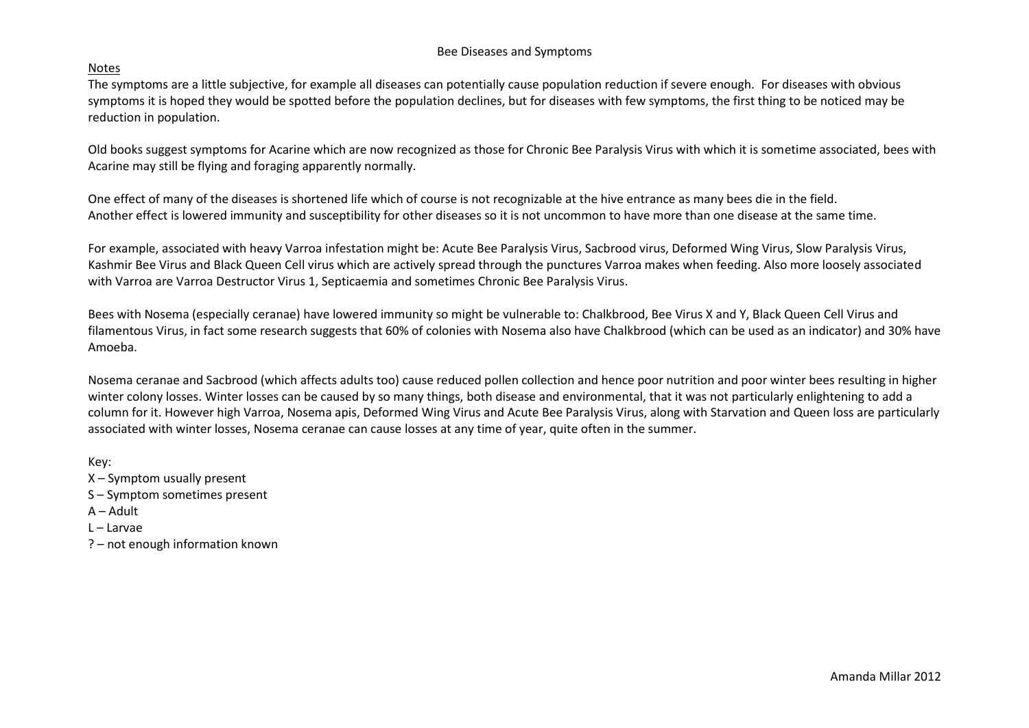Bee Diseases and Symptoms

Notes

The symptoms are a little subjective, for example all diseases can potentially cause population reduction if severe enough.  For diseases with obvious symptoms it is hoped they would be spotted before the population declines, but for diseases with few symptoms, the first thing to be noticed may be reduction in population.

Old books suggest symptoms for Acarine which are now recognized as those for Chronic Bee Paralysis Virus with which it is sometime associated, bees with Acarine may still be flying and foraging apparently normally.

One effect of many of the diseases is shortened life which of course is not recognizable at the hive entrance as many bees die in the field.
Another effect is lowered immunity and susceptibility for other diseases so it is not uncommon to have more than one disease at the same time.

For example, associated with heavy Varroa infestation might be: Acute Bee Paralysis Virus, Sacbrood virus, Deformed Wing Virus, Slow Paralysis Virus, Kashmir Bee Virus and Black Queen Cell virus which are actively spread through the punctures Varroa makes when feeding. Also more loosely associated with Varroa are Varroa Destructor Virus 1, Septicaemia and sometimes Chronic Bee Paralysis Virus.

Bees with Nosema (especially ceranae) have lowered immunity so might be vulnerable to: Chalkbrood, Bee Virus X and Y, Black Queen Cell Virus and filamentous Virus, in fact some research suggests that 60% of colonies with Nosema also have Chalkbrood (which can be used as an indicator) and 30% have Amoeba.

Nosema ceranae and Sacbrood (which affects adults too) cause reduced pollen collection and hence poor nutrition and poor winter bees resulting in higher winter colony losses. Winter losses can be caused by so many things, both disease and environmental, that it was not particularly enlightening to add a column for it. However high Varroa, Nosema apis, Deformed Wing Virus and Acute Bee Paralysis Virus, along with Starvation and Queen loss are particularly associated with winter losses, Nosema ceranae can cause losses at any time of year, quite often in the summer.

Key:

- X – Symptom usually present
- S – Symptom sometimes present
- A – Adult
- L – Larvae
- ? – not enough information known

Amanda Millar 2012